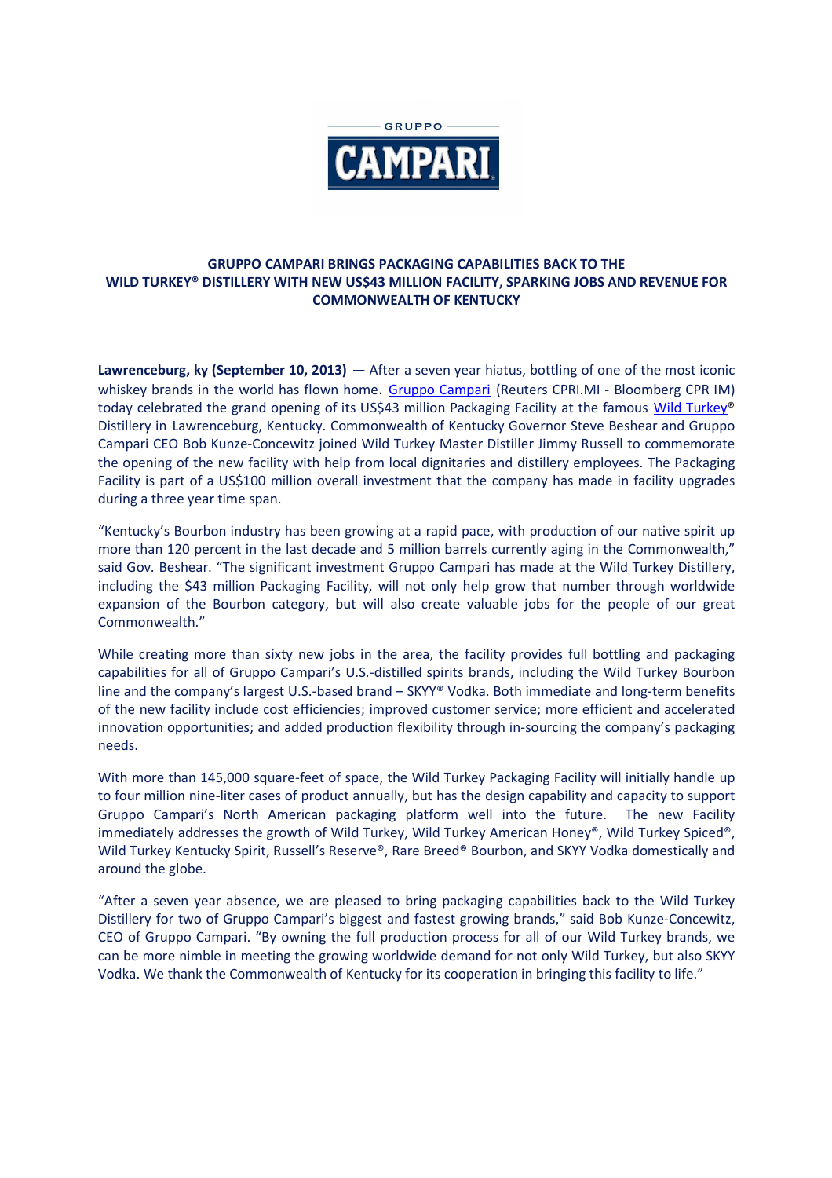GRUPPO

CAMPARI

# GRUPPO CAMPARI BRINGS PACKAGING CAPABILITIES BACK TO THE WILD TURKEY® DISTILLERY WITH NEW US$43 MILLION FACILITY, SPARKING JOBS AND REVENUE FOR COMMONWEALTH OF KENTUCKY

**Lawrenceburg, ky (September 10, 2013)** — After a seven year hiatus, bottling of one of the most iconic whiskey brands in the world has flown home. Gruppo Campari (Reuters CPRI.MI - Bloomberg CPR IM) today celebrated the grand opening of its US$43 million Packaging Facility at the famous Wild Turkey® Distillery in Lawrenceburg, Kentucky. Commonwealth of Kentucky Governor Steve Beshear and Gruppo Campari CEO Bob Kunze-Concewitz joined Wild Turkey Master Distiller Jimmy Russell to commemorate the opening of the new facility with help from local dignitaries and distillery employees. The Packaging Facility is part of a US$100 million overall investment that the company has made in facility upgrades during a three year time span.

"Kentucky's Bourbon industry has been growing at a rapid pace, with production of our native spirit up more than 120 percent in the last decade and 5 million barrels currently aging in the Commonwealth," said Gov. Beshear. "The significant investment Gruppo Campari has made at the Wild Turkey Distillery, including the $43 million Packaging Facility, will not only help grow that number through worldwide expansion of the Bourbon category, but will also create valuable jobs for the people of our great Commonwealth."

While creating more than sixty new jobs in the area, the facility provides full bottling and packaging capabilities for all of Gruppo Campari's U.S.-distilled spirits brands, including the Wild Turkey Bourbon line and the company's largest U.S.-based brand – SKYY® Vodka. Both immediate and long-term benefits of the new facility include cost efficiencies; improved customer service; more efficient and accelerated innovation opportunities; and added production flexibility through in-sourcing the company's packaging needs.

With more than 145,000 square-feet of space, the Wild Turkey Packaging Facility will initially handle up to four million nine-liter cases of product annually, but has the design capability and capacity to support Gruppo Campari's North American packaging platform well into the future. The new Facility immediately addresses the growth of Wild Turkey, Wild Turkey American Honey®, Wild Turkey Spiced®, Wild Turkey Kentucky Spirit, Russell's Reserve®, Rare Breed® Bourbon, and SKYY Vodka domestically and around the globe.

"After a seven year absence, we are pleased to bring packaging capabilities back to the Wild Turkey Distillery for two of Gruppo Campari's biggest and fastest growing brands," said Bob Kunze-Concewitz, CEO of Gruppo Campari. "By owning the full production process for all of our Wild Turkey brands, we can be more nimble in meeting the growing worldwide demand for not only Wild Turkey, but also SKYY Vodka. We thank the Commonwealth of Kentucky for its cooperation in bringing this facility to life."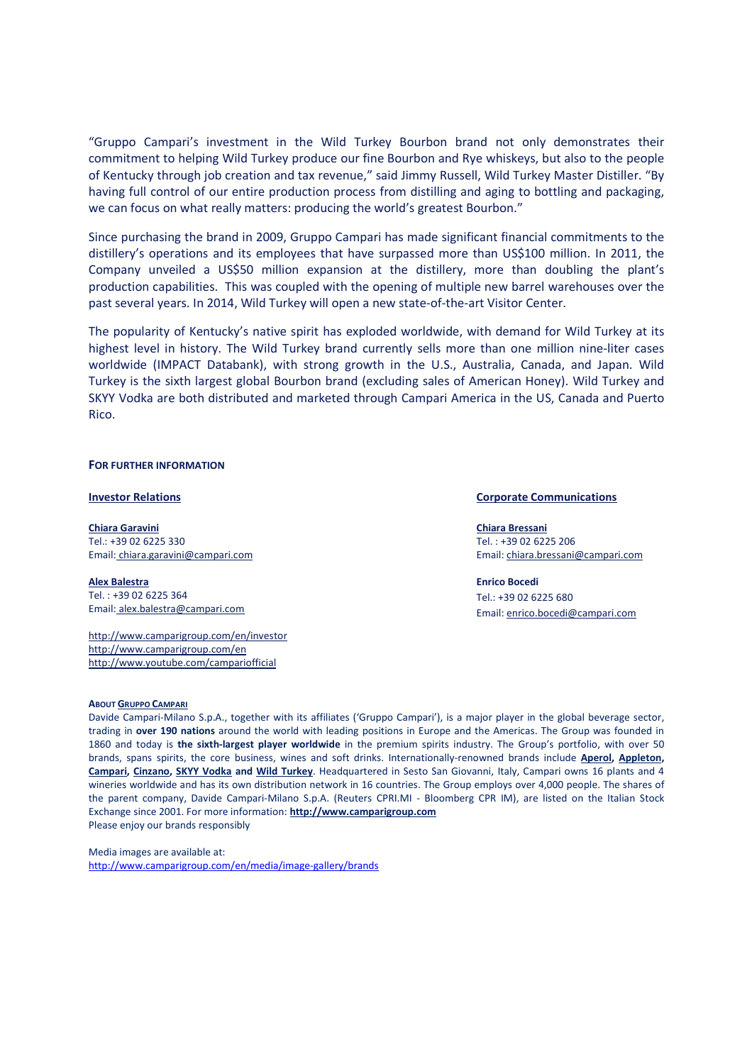"Gruppo Campari's investment in the Wild Turkey Bourbon brand not only demonstrates their commitment to helping Wild Turkey produce our fine Bourbon and Rye whiskeys, but also to the people of Kentucky through job creation and tax revenue," said Jimmy Russell, Wild Turkey Master Distiller. "By having full control of our entire production process from distilling and aging to bottling and packaging, we can focus on what really matters: producing the world's greatest Bourbon."

Since purchasing the brand in 2009, Gruppo Campari has made significant financial commitments to the distillery's operations and its employees that have surpassed more than US$100 million. In 2011, the Company unveiled a US$50 million expansion at the distillery, more than doubling the plant's production capabilities. This was coupled with the opening of multiple new barrel warehouses over the past several years. In 2014, Wild Turkey will open a new state-of-the-art Visitor Center.

The popularity of Kentucky's native spirit has exploded worldwide, with demand for Wild Turkey at its highest level in history. The Wild Turkey brand currently sells more than one million nine-liter cases worldwide (IMPACT Databank), with strong growth in the U.S., Australia, Canada, and Japan. Wild Turkey is the sixth largest global Bourbon brand (excluding sales of American Honey). Wild Turkey and SKYY Vodka are both distributed and marketed through Campari America in the US, Canada and Puerto Rico.

**FOR FURTHER INFORMATION**

**Investor Relations**

**Chiara Garavini**
Tel.: +39 02 6225 330
Email: chiara.garavini@campari.com

**Alex Balestra**
Tel. : +39 02 6225 364
Email: alex.balestra@campari.com

http://www.camparigroup.com/en/investor
http://www.camparigroup.com/en
http://www.youtube.com/campariofficial

**Corporate Communications**

**Chiara Bressani**
Tel. : +39 02 6225 206
Email: chiara.bressani@campari.com

**Enrico Bocedi**
Tel.: +39 02 6225 680
Email: enrico.bocedi@campari.com

**ABOUT GRUPPO CAMPARI**

Davide Campari-Milano S.p.A., together with its affiliates ('Gruppo Campari'), is a major player in the global beverage sector, trading in **over 190 nations** around the world with leading positions in Europe and the Americas. The Group was founded in 1860 and today is **the sixth-largest player worldwide** in the premium spirits industry. The Group's portfolio, with over 50 brands, spans spirits, the core business, wines and soft drinks. Internationally-renowned brands include **Aperol, Appleton, Campari, Cinzano, SKYY Vodka and Wild Turkey**. Headquartered in Sesto San Giovanni, Italy, Campari owns 16 plants and 4 wineries worldwide and has its own distribution network in 16 countries. The Group employs over 4,000 people. The shares of the parent company, Davide Campari-Milano S.p.A. (Reuters CPRI.MI - Bloomberg CPR IM), are listed on the Italian Stock Exchange since 2001. For more information: **http://www.camparigroup.com**
Please enjoy our brands responsibly

Media images are available at:
http://www.camparigroup.com/en/media/image-gallery/brands